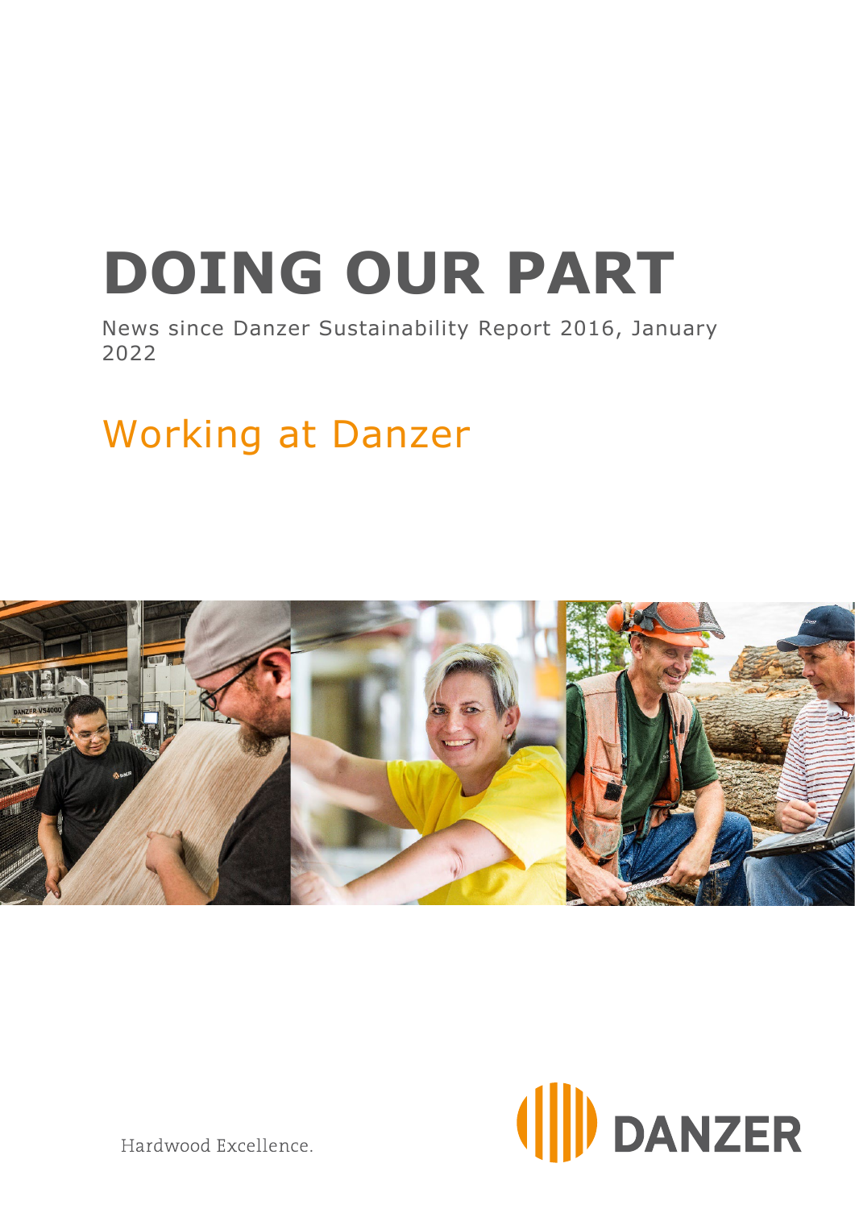# DOING OUR PART

News since Danzer Sustainability Report 2016, January 2022

## Working at Danzer

DANZER

Hardwood Excellence.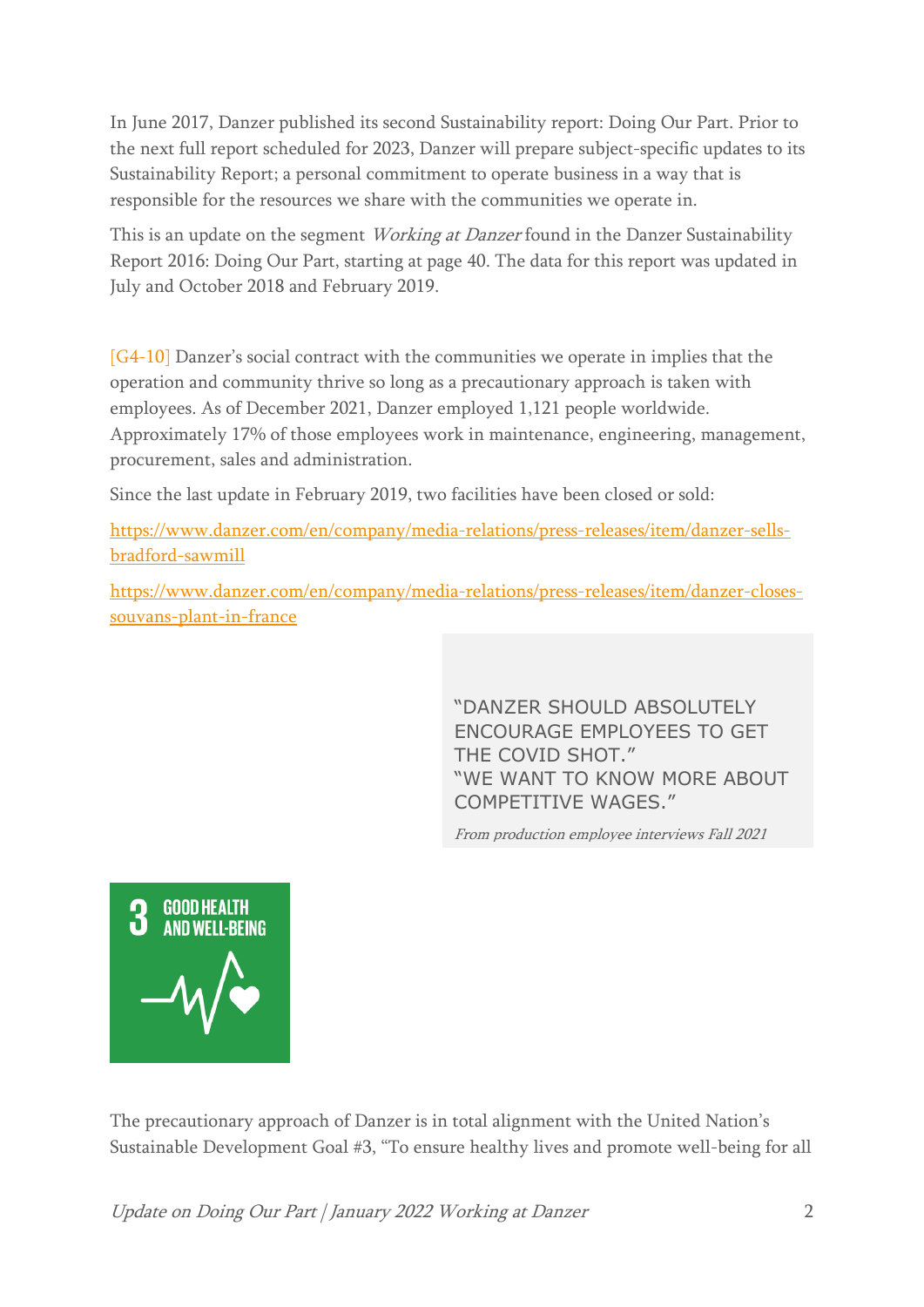In June 2017, Danzer published its second Sustainability report: Doing Our Part. Prior to the next full report scheduled for 2023, Danzer will prepare subject-specific updates to its Sustainability Report; a personal commitment to operate business in a way that is responsible for the resources we share with the communities we operate in.

This is an update on the segment *Working at Danzer* found in the Danzer Sustainability Report 2016: Doing Our Part, starting at page 40. The data for this report was updated in July and October 2018 and February 2019.

[G4-10] Danzer's social contract with the communities we operate in implies that the operation and community thrive so long as a precautionary approach is taken with employees. As of December 2021, Danzer employed 1,121 people worldwide. Approximately 17% of those employees work in maintenance, engineering, management, procurement, sales and administration.

Since the last update in February 2019, two facilities have been closed or sold:

https://www.danzer.com/en/company/media-relations/press-releases/item/danzer-sells-bradford-sawmill

https://www.danzer.com/en/company/media-relations/press-releases/item/danzer-closes-souvans-plant-in-france

> "DANZER SHOULD ABSOLUTELY ENCOURAGE EMPLOYEES TO GET THE COVID SHOT."
> "WE WANT TO KNOW MORE ABOUT COMPETITIVE WAGES."
>
> *From production employee interviews Fall 2021*

3 GOOD HEALTH AND WELL-BEING

The precautionary approach of Danzer is in total alignment with the United Nation's Sustainable Development Goal #3, "To ensure healthy lives and promote well-being for all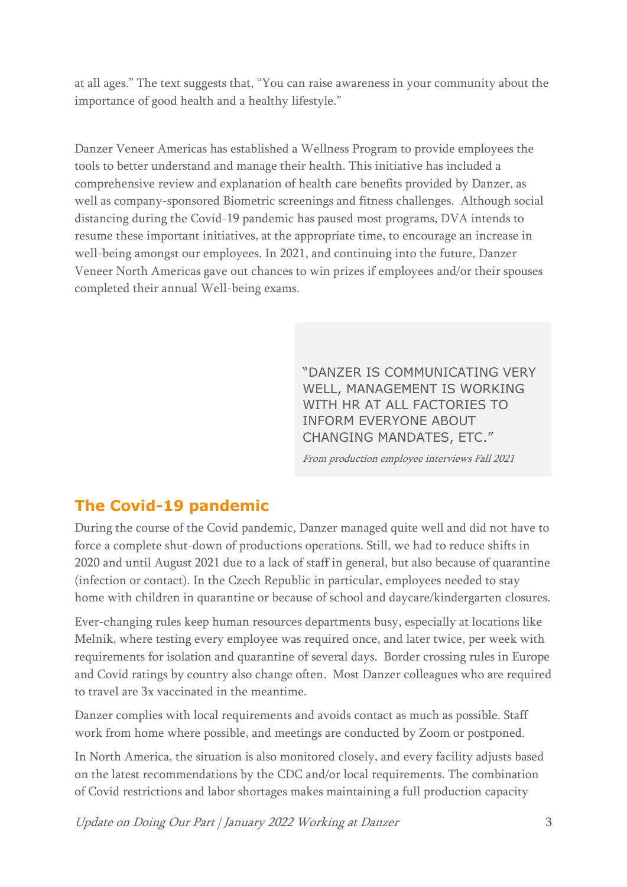at all ages." The text suggests that, "You can raise awareness in your community about the importance of good health and a healthy lifestyle."

Danzer Veneer Americas has established a Wellness Program to provide employees the tools to better understand and manage their health. This initiative has included a comprehensive review and explanation of health care benefits provided by Danzer, as well as company-sponsored Biometric screenings and fitness challenges. Although social distancing during the Covid-19 pandemic has paused most programs, DVA intends to resume these important initiatives, at the appropriate time, to encourage an increase in well-being amongst our employees. In 2021, and continuing into the future, Danzer Veneer North Americas gave out chances to win prizes if employees and/or their spouses completed their annual Well-being exams.

> "DANZER IS COMMUNICATING VERY WELL, MANAGEMENT IS WORKING WITH HR AT ALL FACTORIES TO INFORM EVERYONE ABOUT CHANGING MANDATES, ETC."
>
> *From production employee interviews Fall 2021*

## The Covid-19 pandemic

During the course of the Covid pandemic, Danzer managed quite well and did not have to force a complete shut-down of productions operations. Still, we had to reduce shifts in 2020 and until August 2021 due to a lack of staff in general, but also because of quarantine (infection or contact). In the Czech Republic in particular, employees needed to stay home with children in quarantine or because of school and daycare/kindergarten closures.

Ever-changing rules keep human resources departments busy, especially at locations like Melnik, where testing every employee was required once, and later twice, per week with requirements for isolation and quarantine of several days. Border crossing rules in Europe and Covid ratings by country also change often. Most Danzer colleagues who are required to travel are 3x vaccinated in the meantime.

Danzer complies with local requirements and avoids contact as much as possible. Staff work from home where possible, and meetings are conducted by Zoom or postponed.

In North America, the situation is also monitored closely, and every facility adjusts based on the latest recommendations by the CDC and/or local requirements. The combination of Covid restrictions and labor shortages makes maintaining a full production capacity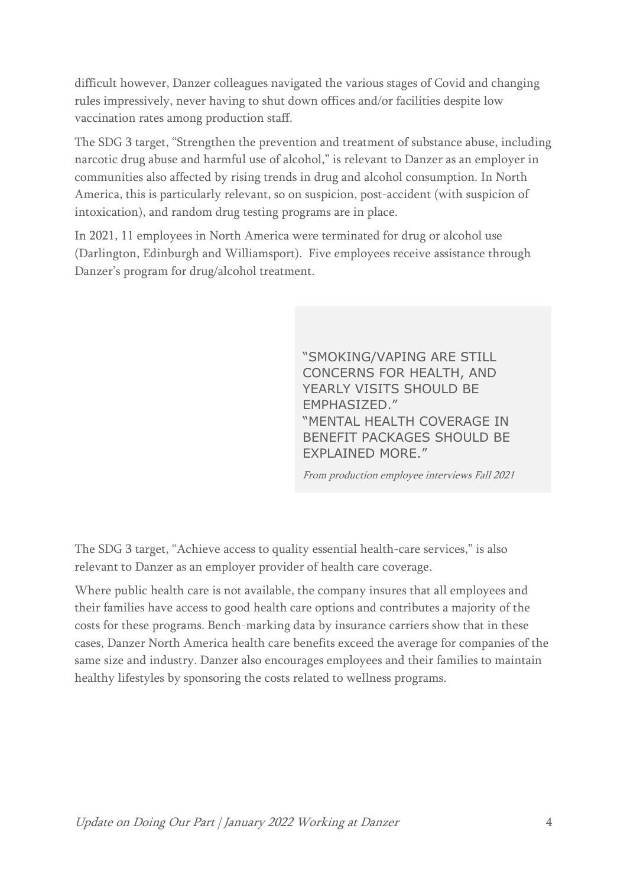difficult however, Danzer colleagues navigated the various stages of Covid and changing rules impressively, never having to shut down offices and/or facilities despite low vaccination rates among production staff.

The SDG 3 target, "Strengthen the prevention and treatment of substance abuse, including narcotic drug abuse and harmful use of alcohol," is relevant to Danzer as an employer in communities also affected by rising trends in drug and alcohol consumption. In North America, this is particularly relevant, so on suspicion, post-accident (with suspicion of intoxication), and random drug testing programs are in place.

In 2021, 11 employees in North America were terminated for drug or alcohol use (Darlington, Edinburgh and Williamsport). Five employees receive assistance through Danzer's program for drug/alcohol treatment.

> "SMOKING/VAPING ARE STILL CONCERNS FOR HEALTH, AND YEARLY VISITS SHOULD BE EMPHASIZED."
> "MENTAL HEALTH COVERAGE IN BENEFIT PACKAGES SHOULD BE EXPLAINED MORE."
>
> *From production employee interviews Fall 2021*

The SDG 3 target, "Achieve access to quality essential health-care services," is also relevant to Danzer as an employer provider of health care coverage.

Where public health care is not available, the company insures that all employees and their families have access to good health care options and contributes a majority of the costs for these programs. Bench-marking data by insurance carriers show that in these cases, Danzer North America health care benefits exceed the average for companies of the same size and industry. Danzer also encourages employees and their families to maintain healthy lifestyles by sponsoring the costs related to wellness programs.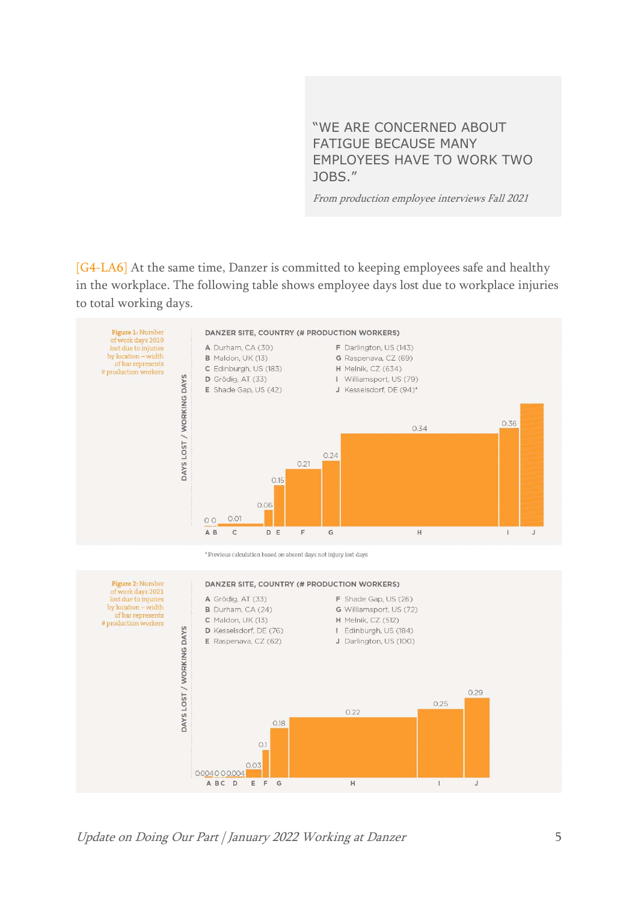> "WE ARE CONCERNED ABOUT FATIGUE BECAUSE MANY EMPLOYEES HAVE TO WORK TWO JOBS."
>
> *From production employee interviews Fall 2021*

[G4-LA6] At the same time, Danzer is committed to keeping employees safe and healthy in the workplace. The following table shows employee days lost due to workplace injuries to total working days.

**Figure 1:** Number of work days 2019 lost due to injuries by location – width of bar represents # production workers

**DANZER SITE, COUNTRY (# PRODUCTION WORKERS)**

| | Site | | Site |
|---|---|---|---|
| A | Durham, CA (30) | F | Darlington, US (143) |
| B | Maldon, UK (13) | G | Raspenava, CZ (69) |
| C | Edinburgh, US (183) | H | Melnik, CZ (634) |
| D | Grödig, AT (33) | I | Williamsport, US (79) |
| E | Shade Gap, US (42) | J | Kesselsdorf, DE (94)* |

DAYS LOST / WORKING DAYS

| Site | A | B | C | D | E | F | G | H | I | J |
|---|---|---|---|---|---|---|---|---|---|---|
| Days lost / working days | 0 | 0 | 0.01 | 0.06 | 0.15 | 0.21 | 0.24 | 0.34 | 0.36 | |

* Previous calculation based on absent days not injury lost days

**Figure 2:** Number of work days 2021 lost due to injuries by location – width of bar represents # production workers

**DANZER SITE, COUNTRY (# PRODUCTION WORKERS)**

| | Site | | Site |
|---|---|---|---|
| A | Grödig, AT (33) | F | Shade Gap, US (26) |
| B | Durham, CA (24) | G | Williamsport, US (72) |
| C | Maldon, UK (13) | H | Melnik, CZ (512) |
| D | Kesselsdorf, DE (76) | I | Edinburgh, US (184) |
| E | Raspenava, CZ (62) | J | Darlington, US (100) |

DAYS LOST / WORKING DAYS

| Site | A | B | C | D | E | F | G | H | I | J |
|---|---|---|---|---|---|---|---|---|---|---|
| Days lost / working days | 0.004 | 0 | 0 | 0.004 | 0.03 | 0.1 | 0.18 | 0.22 | 0.25 | 0.29 |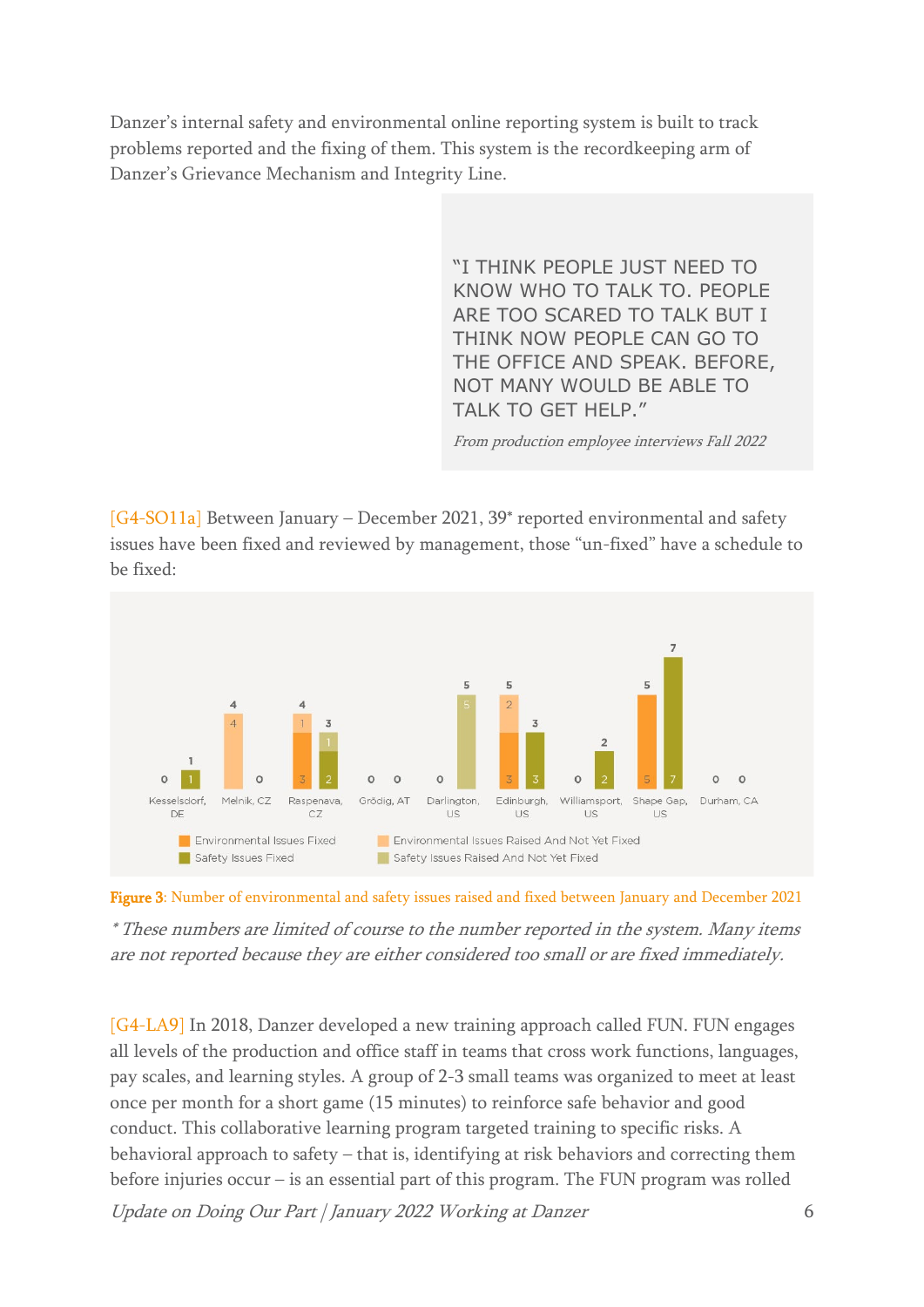Danzer's internal safety and environmental online reporting system is built to track problems reported and the fixing of them. This system is the recordkeeping arm of Danzer's Grievance Mechanism and Integrity Line.

> "I THINK PEOPLE JUST NEED TO KNOW WHO TO TALK TO. PEOPLE ARE TOO SCARED TO TALK BUT I THINK NOW PEOPLE CAN GO TO THE OFFICE AND SPEAK. BEFORE, NOT MANY WOULD BE ABLE TO TALK TO GET HELP."
>
> *From production employee interviews Fall 2022*

[G4-SO11a] Between January – December 2021, 39* reported environmental and safety issues have been fixed and reviewed by management, those "un-fixed" have a schedule to be fixed:

| Location | Environmental Issues Fixed | Environmental Issues Raised And Not Yet Fixed | Environmental Total | Safety Issues Fixed | Safety Issues Raised And Not Yet Fixed | Safety Total |
|---|---|---|---|---|---|---|
| Kesselsdorf, DE | | | 0 | 1 | | 1 |
| Melnik, CZ | | 4 | 4 | | | 0 |
| Raspenava, CZ | 3 | 1 | 4 | 2 | 1 | 3 |
| Grödig, AT | | | 0 | | | 0 |
| Darlington, US | | | 0 | | 5 | 5 |
| Edinburgh, US | 3 | 2 | 5 | 3 | | 3 |
| Williamsport, US | | | 0 | 2 | | 2 |
| Shape Gap, US | 5 | | 5 | 7 | | 7 |
| Durham, CA | | | 0 | | | 0 |

**Figure 3**: Number of environmental and safety issues raised and fixed between January and December 2021

*\* These numbers are limited of course to the number reported in the system. Many items are not reported because they are either considered too small or are fixed immediately.*

[G4-LA9] In 2018, Danzer developed a new training approach called FUN. FUN engages all levels of the production and office staff in teams that cross work functions, languages, pay scales, and learning styles. A group of 2-3 small teams was organized to meet at least once per month for a short game (15 minutes) to reinforce safe behavior and good conduct. This collaborative learning program targeted training to specific risks. A behavioral approach to safety – that is, identifying at risk behaviors and correcting them before injuries occur – is an essential part of this program. The FUN program was rolled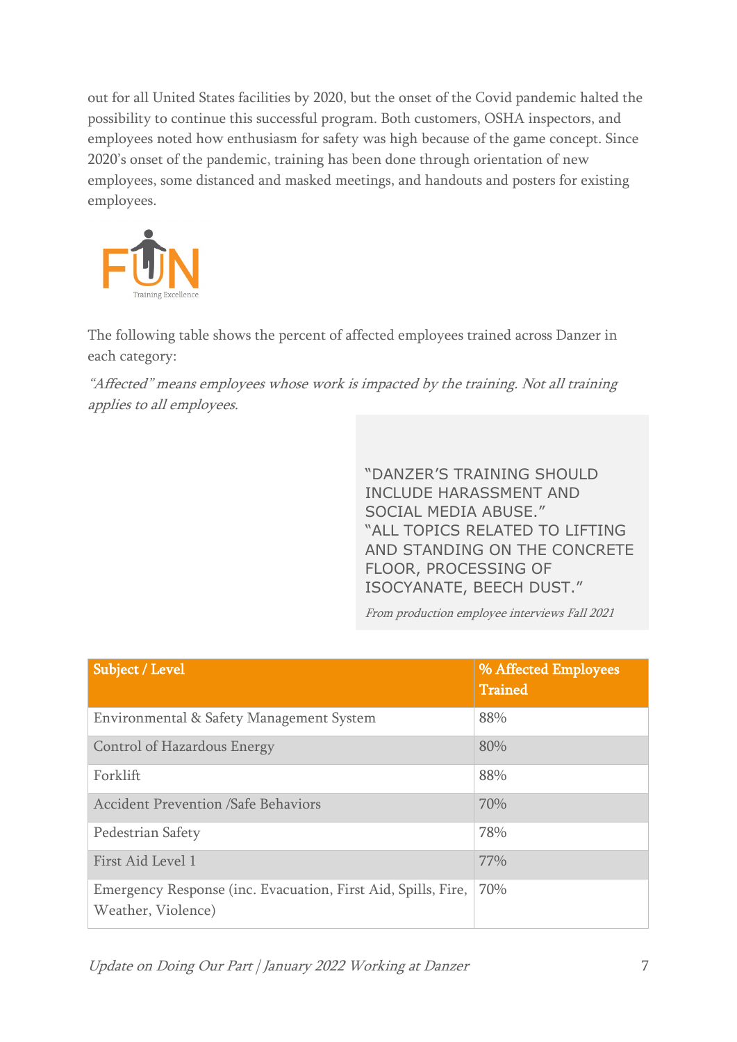out for all United States facilities by 2020, but the onset of the Covid pandemic halted the possibility to continue this successful program. Both customers, OSHA inspectors, and employees noted how enthusiasm for safety was high because of the game concept. Since 2020's onset of the pandemic, training has been done through orientation of new employees, some distanced and masked meetings, and handouts and posters for existing employees.

The following table shows the percent of affected employees trained across Danzer in each category:

*"Affected" means employees whose work is impacted by the training. Not all training applies to all employees.*

> "DANZER'S TRAINING SHOULD INCLUDE HARASSMENT AND SOCIAL MEDIA ABUSE."
> "ALL TOPICS RELATED TO LIFTING AND STANDING ON THE CONCRETE FLOOR, PROCESSING OF ISOCYANATE, BEECH DUST."
>
> *From production employee interviews Fall 2021*

| Subject / Level | % Affected Employees Trained |
|---|---|
| Environmental & Safety Management System | 88% |
| Control of Hazardous Energy | 80% |
| Forklift | 88% |
| Accident Prevention /Safe Behaviors | 70% |
| Pedestrian Safety | 78% |
| First Aid Level 1 | 77% |
| Emergency Response (inc. Evacuation, First Aid, Spills, Fire, Weather, Violence) | 70% |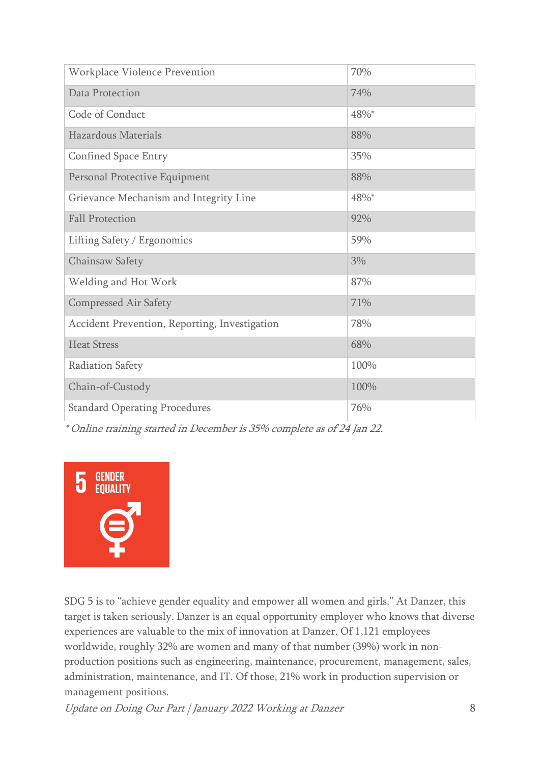| Workplace Violence Prevention | 70% |
|---|---|
| Data Protection | 74% |
| Code of Conduct | 48%* |
| Hazardous Materials | 88% |
| Confined Space Entry | 35% |
| Personal Protective Equipment | 88% |
| Grievance Mechanism and Integrity Line | 48%* |
| Fall Protection | 92% |
| Lifting Safety / Ergonomics | 59% |
| Chainsaw Safety | 3% |
| Welding and Hot Work | 87% |
| Compressed Air Safety | 71% |
| Accident Prevention, Reporting, Investigation | 78% |
| Heat Stress | 68% |
| Radiation Safety | 100% |
| Chain-of-Custody | 100% |
| Standard Operating Procedures | 76% |

*\* Online training started in December is 35% complete as of 24 Jan 22.*

**5 GENDER EQUALITY**

SDG 5 is to "achieve gender equality and empower all women and girls." At Danzer, this target is taken seriously. Danzer is an equal opportunity employer who knows that diverse experiences are valuable to the mix of innovation at Danzer. Of 1,121 employees worldwide, roughly 32% are women and many of that number (39%) work in non-production positions such as engineering, maintenance, procurement, management, sales, administration, maintenance, and IT. Of those, 21% work in production supervision or management positions.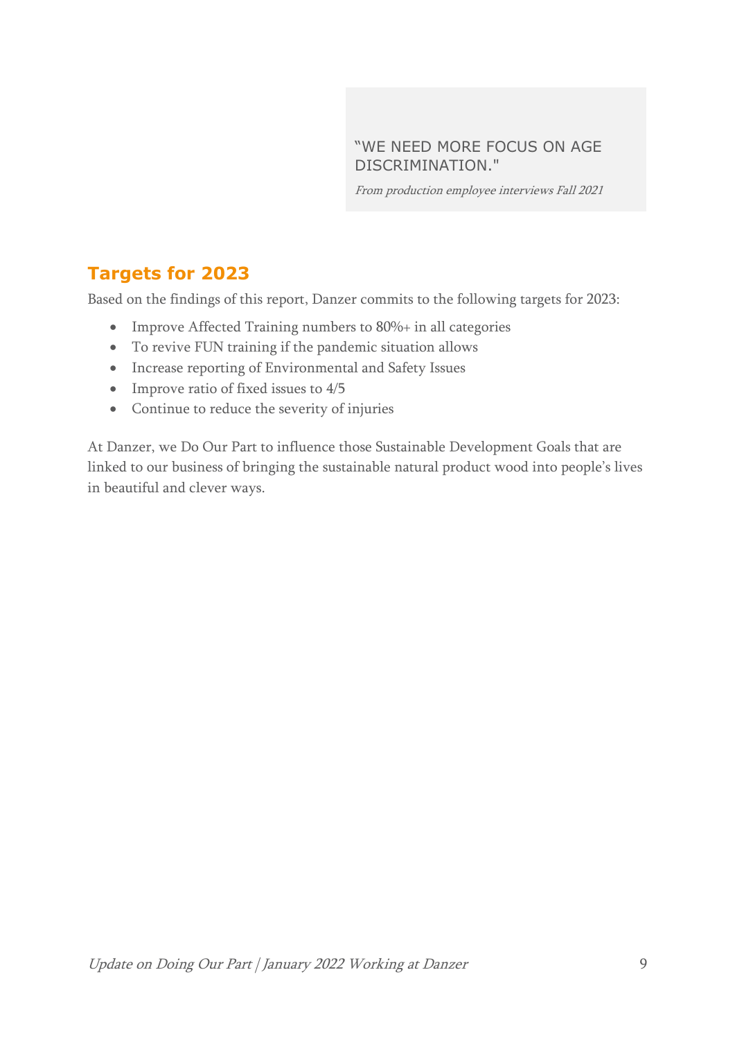> "WE NEED MORE FOCUS ON AGE DISCRIMINATION."
>
> *From production employee interviews Fall 2021*

## Targets for 2023

Based on the findings of this report, Danzer commits to the following targets for 2023:

- Improve Affected Training numbers to 80%+ in all categories
- To revive FUN training if the pandemic situation allows
- Increase reporting of Environmental and Safety Issues
- Improve ratio of fixed issues to 4/5
- Continue to reduce the severity of injuries

At Danzer, we Do Our Part to influence those Sustainable Development Goals that are linked to our business of bringing the sustainable natural product wood into people's lives in beautiful and clever ways.